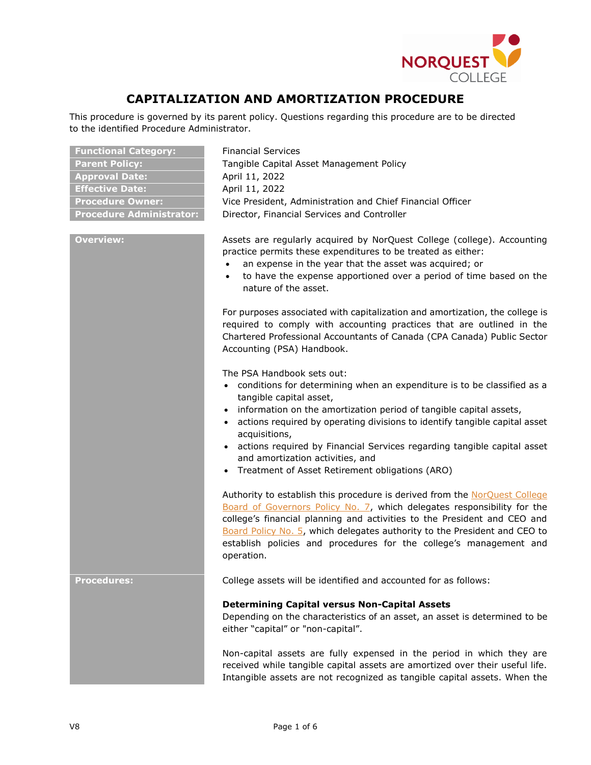# CAPITALIZATION AND AMORTIZATION PROCEDURE

This procedure is governed by its parent policy. Questions regarding this procedure are to be directed to the identified Procedure Administrator.

| | |
|---|---|
| **Functional Category:** | Financial Services |
| **Parent Policy:** | Tangible Capital Asset Management Policy |
| **Approval Date:** | April 11, 2022 |
| **Effective Date:** | April 11, 2022 |
| **Procedure Owner:** | Vice President, Administration and Chief Financial Officer |
| **Procedure Administrator:** | Director, Financial Services and Controller |

## Overview:

Assets are regularly acquired by NorQuest College (college). Accounting practice permits these expenditures to be treated as either:

- an expense in the year that the asset was acquired; or
- to have the expense apportioned over a period of time based on the nature of the asset.

For purposes associated with capitalization and amortization, the college is required to comply with accounting practices that are outlined in the Chartered Professional Accountants of Canada (CPA Canada) Public Sector Accounting (PSA) Handbook.

The PSA Handbook sets out:

- conditions for determining when an expenditure is to be classified as a tangible capital asset,
- information on the amortization period of tangible capital assets,
- actions required by operating divisions to identify tangible capital asset acquisitions,
- actions required by Financial Services regarding tangible capital asset and amortization activities, and
- Treatment of Asset Retirement obligations (ARO)

Authority to establish this procedure is derived from the NorQuest College Board of Governors Policy No. 7, which delegates responsibility for the college's financial planning and activities to the President and CEO and Board Policy No. 5, which delegates authority to the President and CEO to establish policies and procedures for the college's management and operation.

## Procedures:

College assets will be identified and accounted for as follows:

### Determining Capital versus Non-Capital Assets

Depending on the characteristics of an asset, an asset is determined to be either "capital" or "non-capital".

Non-capital assets are fully expensed in the period in which they are received while tangible capital assets are amortized over their useful life. Intangible assets are not recognized as tangible capital assets. When the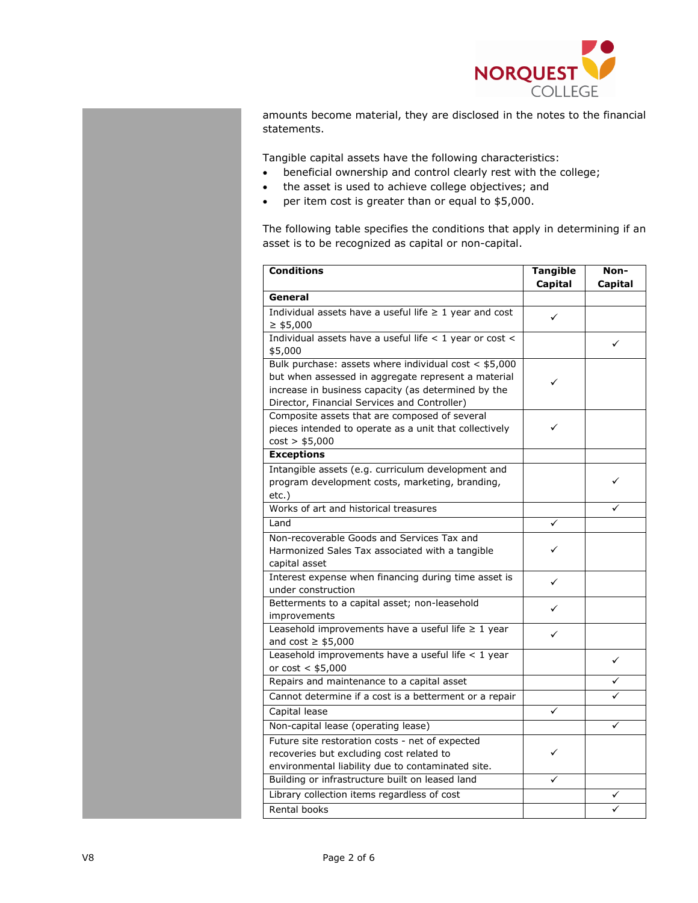amounts become material, they are disclosed in the notes to the financial statements.

Tangible capital assets have the following characteristics:

- beneficial ownership and control clearly rest with the college;
- the asset is used to achieve college objectives; and
- per item cost is greater than or equal to $5,000.

The following table specifies the conditions that apply in determining if an asset is to be recognized as capital or non-capital.

| Conditions | Tangible Capital | Non-Capital |
|---|---|---|
| **General** | | |
| Individual assets have a useful life ≥ 1 year and cost ≥ $5,000 | ✓ | |
| Individual assets have a useful life < 1 year or cost < $5,000 | | ✓ |
| Bulk purchase: assets where individual cost < $5,000 but when assessed in aggregate represent a material increase in business capacity (as determined by the Director, Financial Services and Controller) | ✓ | |
| Composite assets that are composed of several pieces intended to operate as a unit that collectively cost > $5,000 | ✓ | |
| **Exceptions** | | |
| Intangible assets (e.g. curriculum development and program development costs, marketing, branding, etc.) | | ✓ |
| Works of art and historical treasures | | ✓ |
| Land | ✓ | |
| Non-recoverable Goods and Services Tax and Harmonized Sales Tax associated with a tangible capital asset | ✓ | |
| Interest expense when financing during time asset is under construction | ✓ | |
| Betterments to a capital asset; non-leasehold improvements | ✓ | |
| Leasehold improvements have a useful life ≥ 1 year and cost ≥ $5,000 | ✓ | |
| Leasehold improvements have a useful life < 1 year or cost < $5,000 | | ✓ |
| Repairs and maintenance to a capital asset | | ✓ |
| Cannot determine if a cost is a betterment or a repair | | ✓ |
| Capital lease | ✓ | |
| Non-capital lease (operating lease) | | ✓ |
| Future site restoration costs - net of expected recoveries but excluding cost related to environmental liability due to contaminated site. | ✓ | |
| Building or infrastructure built on leased land | ✓ | |
| Library collection items regardless of cost | | ✓ |
| Rental books | | ✓ |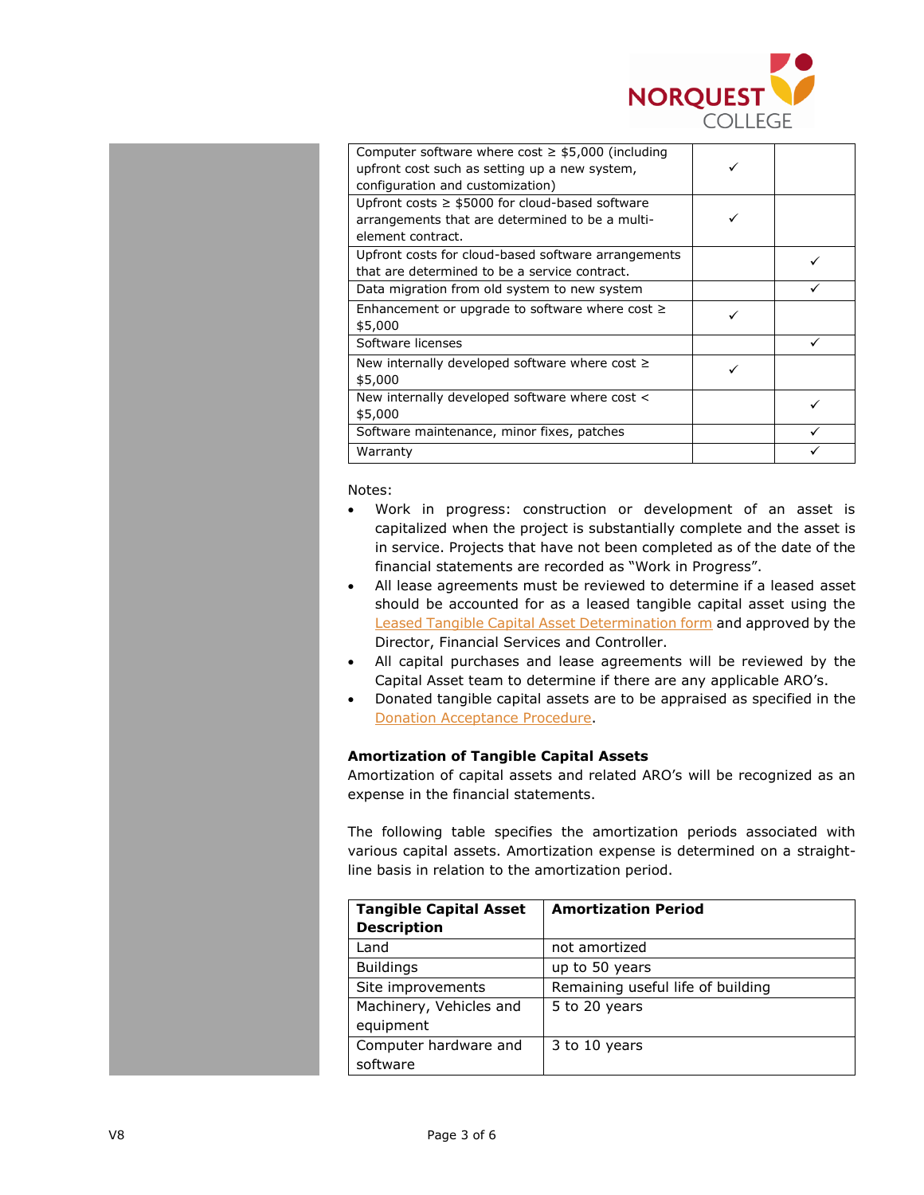| | | |
|---|---|---|
| Computer software where cost ≥ $5,000 (including upfront cost such as setting up a new system, configuration and customization) | ✓ | |
| Upfront costs ≥ $5000 for cloud-based software arrangements that are determined to be a multi-element contract. | ✓ | |
| Upfront costs for cloud-based software arrangements that are determined to be a service contract. | | ✓ |
| Data migration from old system to new system | | ✓ |
| Enhancement or upgrade to software where cost ≥ $5,000 | ✓ | |
| Software licenses | | ✓ |
| New internally developed software where cost ≥ $5,000 | ✓ | |
| New internally developed software where cost < $5,000 | | ✓ |
| Software maintenance, minor fixes, patches | | ✓ |
| Warranty | | ✓ |

Notes:

- Work in progress: construction or development of an asset is capitalized when the project is substantially complete and the asset is in service. Projects that have not been completed as of the date of the financial statements are recorded as "Work in Progress".
- All lease agreements must be reviewed to determine if a leased asset should be accounted for as a leased tangible capital asset using the Leased Tangible Capital Asset Determination form and approved by the Director, Financial Services and Controller.
- All capital purchases and lease agreements will be reviewed by the Capital Asset team to determine if there are any applicable ARO's.
- Donated tangible capital assets are to be appraised as specified in the Donation Acceptance Procedure.

**Amortization of Tangible Capital Assets**

Amortization of capital assets and related ARO's will be recognized as an expense in the financial statements.

The following table specifies the amortization periods associated with various capital assets. Amortization expense is determined on a straight-line basis in relation to the amortization period.

| Tangible Capital Asset Description | Amortization Period |
|---|---|
| Land | not amortized |
| Buildings | up to 50 years |
| Site improvements | Remaining useful life of building |
| Machinery, Vehicles and equipment | 5 to 20 years |
| Computer hardware and software | 3 to 10 years |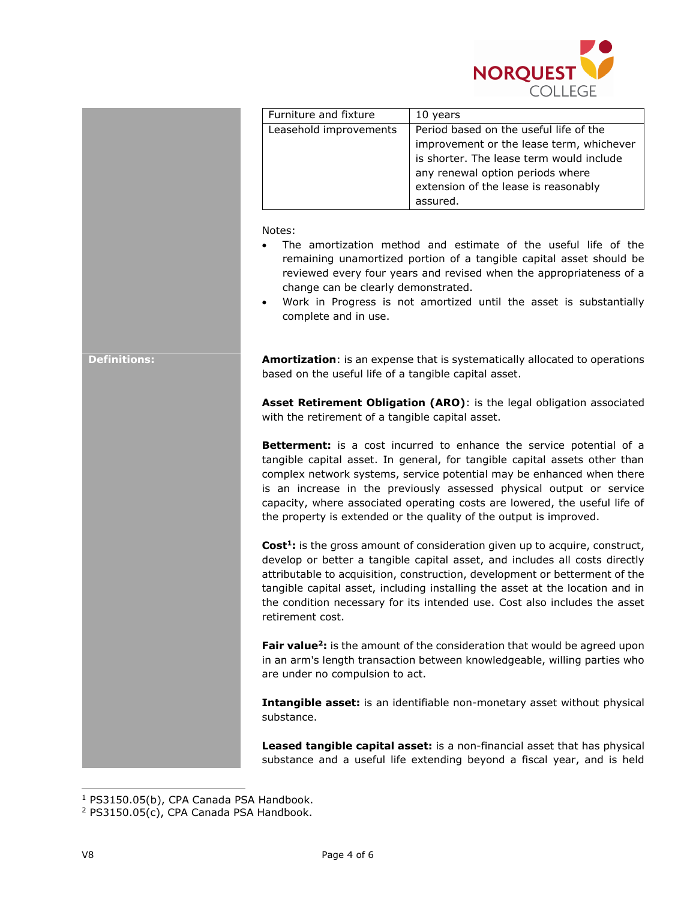| Furniture and fixture | 10 years |
|---|---|
| Leasehold improvements | Period based on the useful life of the improvement or the lease term, whichever is shorter. The lease term would include any renewal option periods where extension of the lease is reasonably assured. |

Notes:

- The amortization method and estimate of the useful life of the remaining unamortized portion of a tangible capital asset should be reviewed every four years and revised when the appropriateness of a change can be clearly demonstrated.
- Work in Progress is not amortized until the asset is substantially complete and in use.

**Definitions:**

**Amortization**: is an expense that is systematically allocated to operations based on the useful life of a tangible capital asset.

**Asset Retirement Obligation (ARO)**: is the legal obligation associated with the retirement of a tangible capital asset.

**Betterment:** is a cost incurred to enhance the service potential of a tangible capital asset. In general, for tangible capital assets other than complex network systems, service potential may be enhanced when there is an increase in the previously assessed physical output or service capacity, where associated operating costs are lowered, the useful life of the property is extended or the quality of the output is improved.

**Cost[1]:** is the gross amount of consideration given up to acquire, construct, develop or better a tangible capital asset, and includes all costs directly attributable to acquisition, construction, development or betterment of the tangible capital asset, including installing the asset at the location and in the condition necessary for its intended use. Cost also includes the asset retirement cost.

**Fair value[2]:** is the amount of the consideration that would be agreed upon in an arm's length transaction between knowledgeable, willing parties who are under no compulsion to act.

**Intangible asset:** is an identifiable non-monetary asset without physical substance.

**Leased tangible capital asset:** is a non-financial asset that has physical substance and a useful life extending beyond a fiscal year, and is held

[1] PS3150.05(b), CPA Canada PSA Handbook.
[2] PS3150.05(c), CPA Canada PSA Handbook.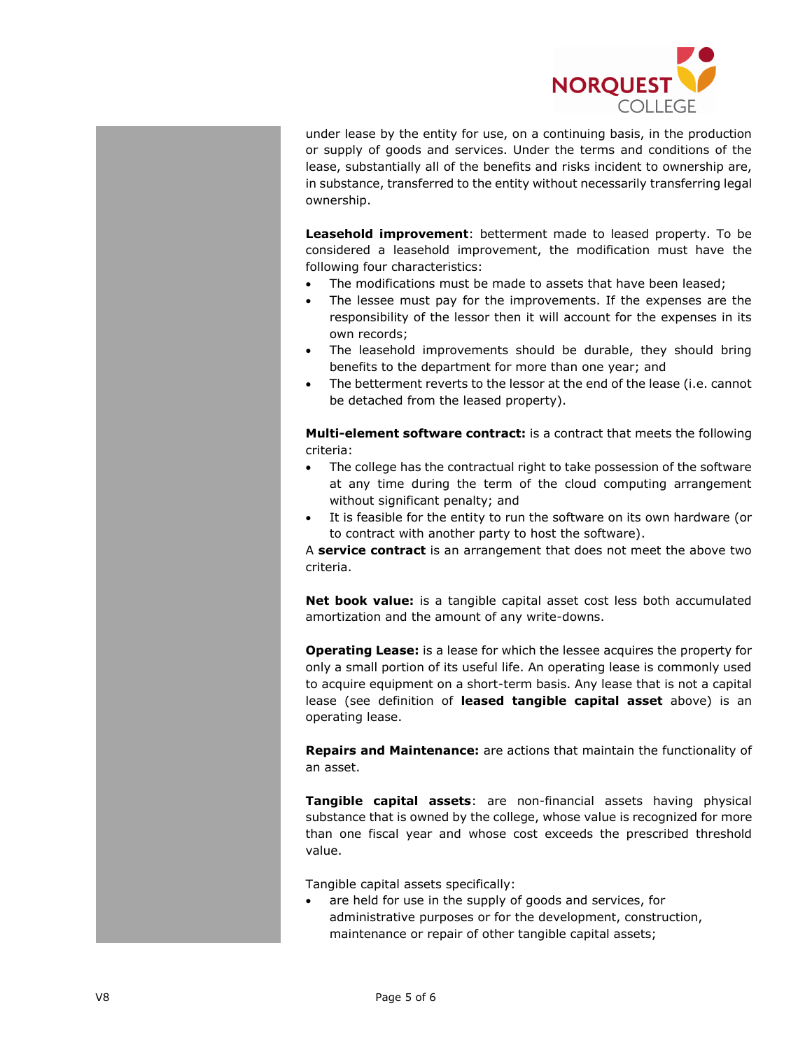under lease by the entity for use, on a continuing basis, in the production or supply of goods and services. Under the terms and conditions of the lease, substantially all of the benefits and risks incident to ownership are, in substance, transferred to the entity without necessarily transferring legal ownership.

**Leasehold improvement**: betterment made to leased property. To be considered a leasehold improvement, the modification must have the following four characteristics:

- The modifications must be made to assets that have been leased;
- The lessee must pay for the improvements. If the expenses are the responsibility of the lessor then it will account for the expenses in its own records;
- The leasehold improvements should be durable, they should bring benefits to the department for more than one year; and
- The betterment reverts to the lessor at the end of the lease (i.e. cannot be detached from the leased property).

**Multi-element software contract:** is a contract that meets the following criteria:

- The college has the contractual right to take possession of the software at any time during the term of the cloud computing arrangement without significant penalty; and
- It is feasible for the entity to run the software on its own hardware (or to contract with another party to host the software).

A **service contract** is an arrangement that does not meet the above two criteria.

**Net book value:** is a tangible capital asset cost less both accumulated amortization and the amount of any write-downs.

**Operating Lease:** is a lease for which the lessee acquires the property for only a small portion of its useful life. An operating lease is commonly used to acquire equipment on a short-term basis. Any lease that is not a capital lease (see definition of **leased tangible capital asset** above) is an operating lease.

**Repairs and Maintenance:** are actions that maintain the functionality of an asset.

**Tangible capital assets**: are non-financial assets having physical substance that is owned by the college, whose value is recognized for more than one fiscal year and whose cost exceeds the prescribed threshold value.

Tangible capital assets specifically:

- are held for use in the supply of goods and services, for administrative purposes or for the development, construction, maintenance or repair of other tangible capital assets;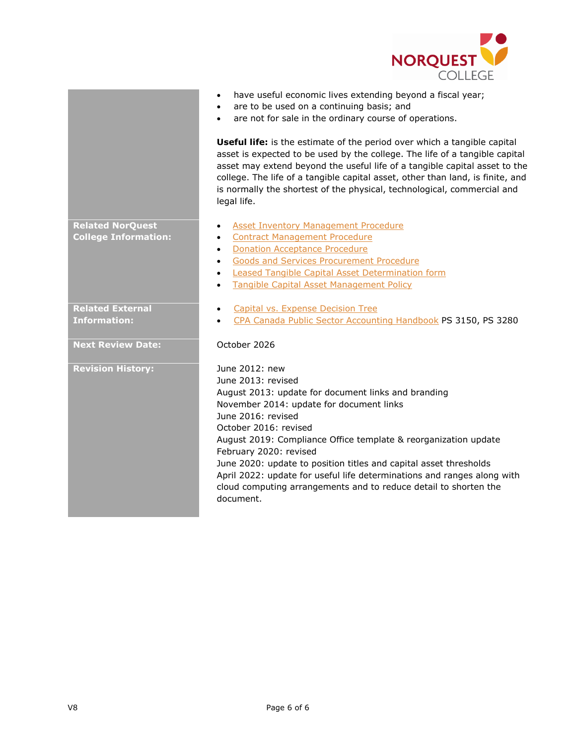| | |
|---|---|
| | • have useful economic lives extending beyond a fiscal year;<br>• are to be used on a continuing basis; and<br>• are not for sale in the ordinary course of operations.<br><br>**Useful life:** is the estimate of the period over which a tangible capital asset is expected to be used by the college. The life of a tangible capital asset may extend beyond the useful life of a tangible capital asset to the college. The life of a tangible capital asset, other than land, is finite, and is normally the shortest of the physical, technological, commercial and legal life. |
| **Related NorQuest College Information:** | • Asset Inventory Management Procedure<br>• Contract Management Procedure<br>• Donation Acceptance Procedure<br>• Goods and Services Procurement Procedure<br>• Leased Tangible Capital Asset Determination form<br>• Tangible Capital Asset Management Policy |
| **Related External Information:** | • Capital vs. Expense Decision Tree<br>• CPA Canada Public Sector Accounting Handbook PS 3150, PS 3280 |
| **Next Review Date:** | October 2026 |
| **Revision History:** | June 2012: new<br>June 2013: revised<br>August 2013: update for document links and branding<br>November 2014: update for document links<br>June 2016: revised<br>October 2016: revised<br>August 2019: Compliance Office template & reorganization update<br>February 2020: revised<br>June 2020: update to position titles and capital asset thresholds<br>April 2022: update for useful life determinations and ranges along with cloud computing arrangements and to reduce detail to shorten the document. |

V8